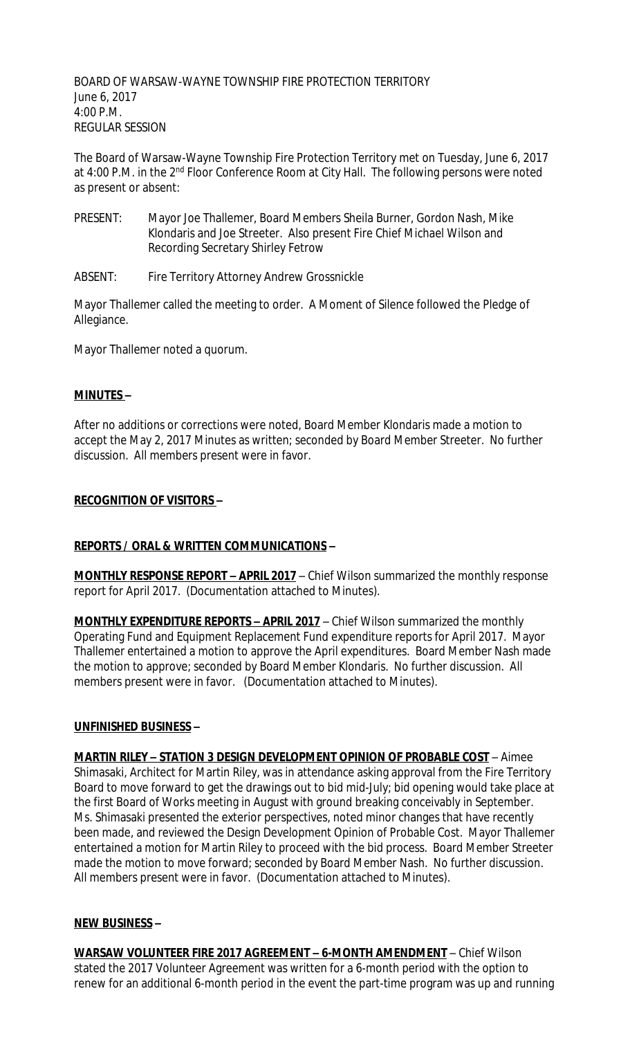BOARD OF WARSAW-WAYNE TOWNSHIP FIRE PROTECTION TERRITORY
June 6, 2017
4:00 P.M.
REGULAR SESSION

The Board of Warsaw-Wayne Township Fire Protection Territory met on Tuesday, June 6, 2017 at 4:00 P.M. in the 2nd Floor Conference Room at City Hall. The following persons were noted as present or absent:

PRESENT: Mayor Joe Thallemer, Board Members Sheila Burner, Gordon Nash, Mike Klondaris and Joe Streeter. Also present Fire Chief Michael Wilson and Recording Secretary Shirley Fetrow

ABSENT: Fire Territory Attorney Andrew Grossnickle

Mayor Thallemer called the meeting to order. A Moment of Silence followed the Pledge of Allegiance.

Mayor Thallemer noted a quorum.

**MINUTES –**

After no additions or corrections were noted, Board Member Klondaris made a motion to accept the May 2, 2017 Minutes as written; seconded by Board Member Streeter. No further discussion. All members present were in favor.

**RECOGNITION OF VISITORS –**

**REPORTS / ORAL & WRITTEN COMMUNICATIONS –**

**MONTHLY RESPONSE REPORT – APRIL 2017** – Chief Wilson summarized the monthly response report for April 2017. (Documentation attached to Minutes).

**MONTHLY EXPENDITURE REPORTS – APRIL 2017** – Chief Wilson summarized the monthly Operating Fund and Equipment Replacement Fund expenditure reports for April 2017. Mayor Thallemer entertained a motion to approve the April expenditures. Board Member Nash made the motion to approve; seconded by Board Member Klondaris. No further discussion. All members present were in favor. (Documentation attached to Minutes).

**UNFINISHED BUSINESS –**

**MARTIN RILEY – STATION 3 DESIGN DEVELOPMENT OPINION OF PROBABLE COST** – Aimee Shimasaki, Architect for Martin Riley, was in attendance asking approval from the Fire Territory Board to move forward to get the drawings out to bid mid-July; bid opening would take place at the first Board of Works meeting in August with ground breaking conceivably in September. Ms. Shimasaki presented the exterior perspectives, noted minor changes that have recently been made, and reviewed the Design Development Opinion of Probable Cost. Mayor Thallemer entertained a motion for Martin Riley to proceed with the bid process. Board Member Streeter made the motion to move forward; seconded by Board Member Nash. No further discussion. All members present were in favor. (Documentation attached to Minutes).

**NEW BUSINESS –**

**WARSAW VOLUNTEER FIRE 2017 AGREEMENT – 6-MONTH AMENDMENT** – Chief Wilson stated the 2017 Volunteer Agreement was written for a 6-month period with the option to renew for an additional 6-month period in the event the part-time program was up and running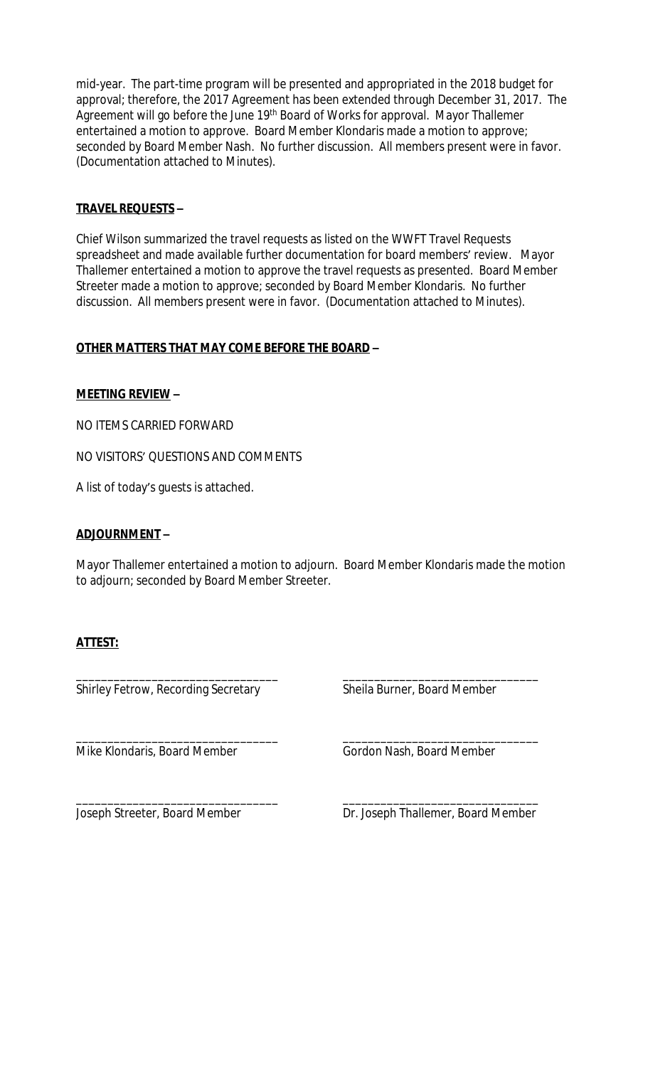mid-year. The part-time program will be presented and appropriated in the 2018 budget for approval; therefore, the 2017 Agreement has been extended through December 31, 2017. The Agreement will go before the June 19th Board of Works for approval. Mayor Thallemer entertained a motion to approve. Board Member Klondaris made a motion to approve; seconded by Board Member Nash. No further discussion. All members present were in favor. (Documentation attached to Minutes).

**TRAVEL REQUESTS –**

Chief Wilson summarized the travel requests as listed on the WWFT Travel Requests spreadsheet and made available further documentation for board members' review. Mayor Thallemer entertained a motion to approve the travel requests as presented. Board Member Streeter made a motion to approve; seconded by Board Member Klondaris. No further discussion. All members present were in favor. (Documentation attached to Minutes).

**OTHER MATTERS THAT MAY COME BEFORE THE BOARD –**

**MEETING REVIEW –**

NO ITEMS CARRIED FORWARD

NO VISITORS' QUESTIONS AND COMMENTS

A list of today's guests is attached.

**ADJOURNMENT –**

Mayor Thallemer entertained a motion to adjourn. Board Member Klondaris made the motion to adjourn; seconded by Board Member Streeter.

**ATTEST:**

| | |
|---|---|
| ______________________________ | ______________________________ |
| Shirley Fetrow, Recording Secretary | Sheila Burner, Board Member |
| ______________________________ | ______________________________ |
| Mike Klondaris, Board Member | Gordon Nash, Board Member |
| ______________________________ | ______________________________ |
| Joseph Streeter, Board Member | Dr. Joseph Thallemer, Board Member |